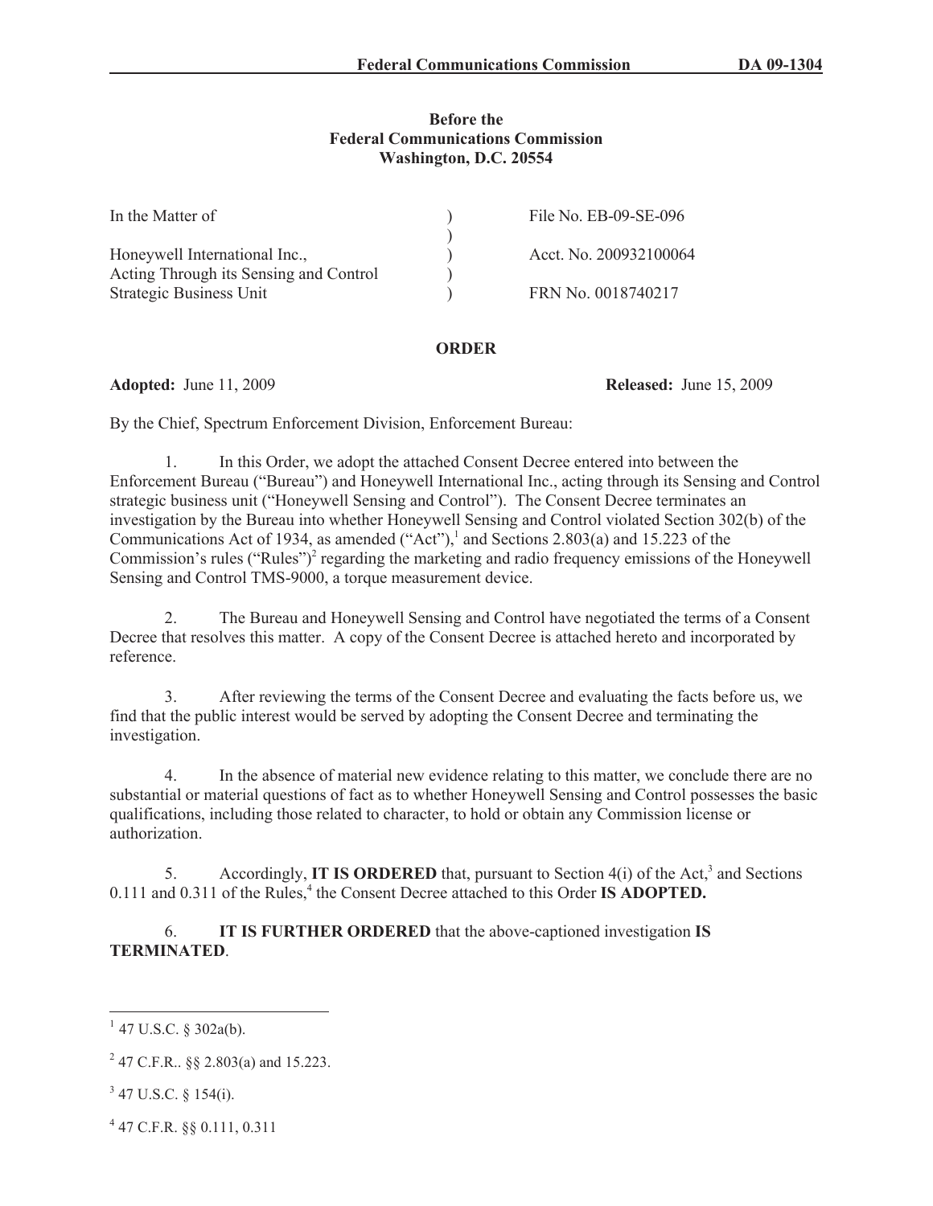**Before the**
**Federal Communications Commission**
**Washington, D.C. 20554**

| In the Matter of | ) | File No. EB-09-SE-096 |
|---|---|---|
| | ) | |
| Honeywell International Inc., | ) | Acct. No. 200932100064 |
| Acting Through its Sensing and Control | ) | |
| Strategic Business Unit | ) | FRN No. 0018740217 |

**ORDER**

**Adopted:** June 11, 2009 **Released:** June 15, 2009

By the Chief, Spectrum Enforcement Division, Enforcement Bureau:

1. In this Order, we adopt the attached Consent Decree entered into between the Enforcement Bureau ("Bureau") and Honeywell International Inc., acting through its Sensing and Control strategic business unit ("Honeywell Sensing and Control"). The Consent Decree terminates an investigation by the Bureau into whether Honeywell Sensing and Control violated Section 302(b) of the Communications Act of 1934, as amended ("Act"),[1] and Sections 2.803(a) and 15.223 of the Commission's rules ("Rules")[2] regarding the marketing and radio frequency emissions of the Honeywell Sensing and Control TMS-9000, a torque measurement device.

2. The Bureau and Honeywell Sensing and Control have negotiated the terms of a Consent Decree that resolves this matter. A copy of the Consent Decree is attached hereto and incorporated by reference.

3. After reviewing the terms of the Consent Decree and evaluating the facts before us, we find that the public interest would be served by adopting the Consent Decree and terminating the investigation.

4. In the absence of material new evidence relating to this matter, we conclude there are no substantial or material questions of fact as to whether Honeywell Sensing and Control possesses the basic qualifications, including those related to character, to hold or obtain any Commission license or authorization.

5. Accordingly, **IT IS ORDERED** that, pursuant to Section 4(i) of the Act,[3] and Sections 0.111 and 0.311 of the Rules,[4] the Consent Decree attached to this Order **IS ADOPTED.**

6. **IT IS FURTHER ORDERED** that the above-captioned investigation **IS TERMINATED**.

---

[1] 47 U.S.C. § 302a(b).

[2] 47 C.F.R.. §§ 2.803(a) and 15.223.

[3] 47 U.S.C. § 154(i).

[4] 47 C.F.R. §§ 0.111, 0.311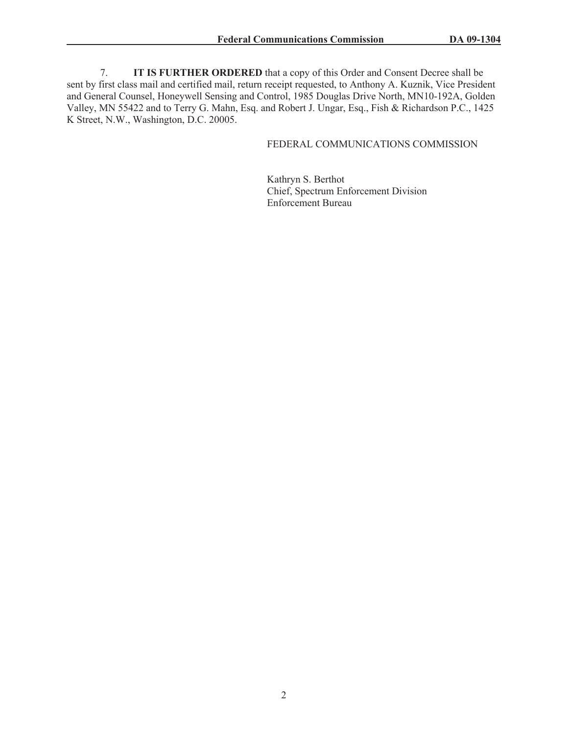7. **IT IS FURTHER ORDERED** that a copy of this Order and Consent Decree shall be sent by first class mail and certified mail, return receipt requested, to Anthony A. Kuznik, Vice President and General Counsel, Honeywell Sensing and Control, 1985 Douglas Drive North, MN10-192A, Golden Valley, MN 55422 and to Terry G. Mahn, Esq. and Robert J. Ungar, Esq., Fish & Richardson P.C., 1425 K Street, N.W., Washington, D.C. 20005.

FEDERAL COMMUNICATIONS COMMISSION

Kathryn S. Berthot
Chief, Spectrum Enforcement Division
Enforcement Bureau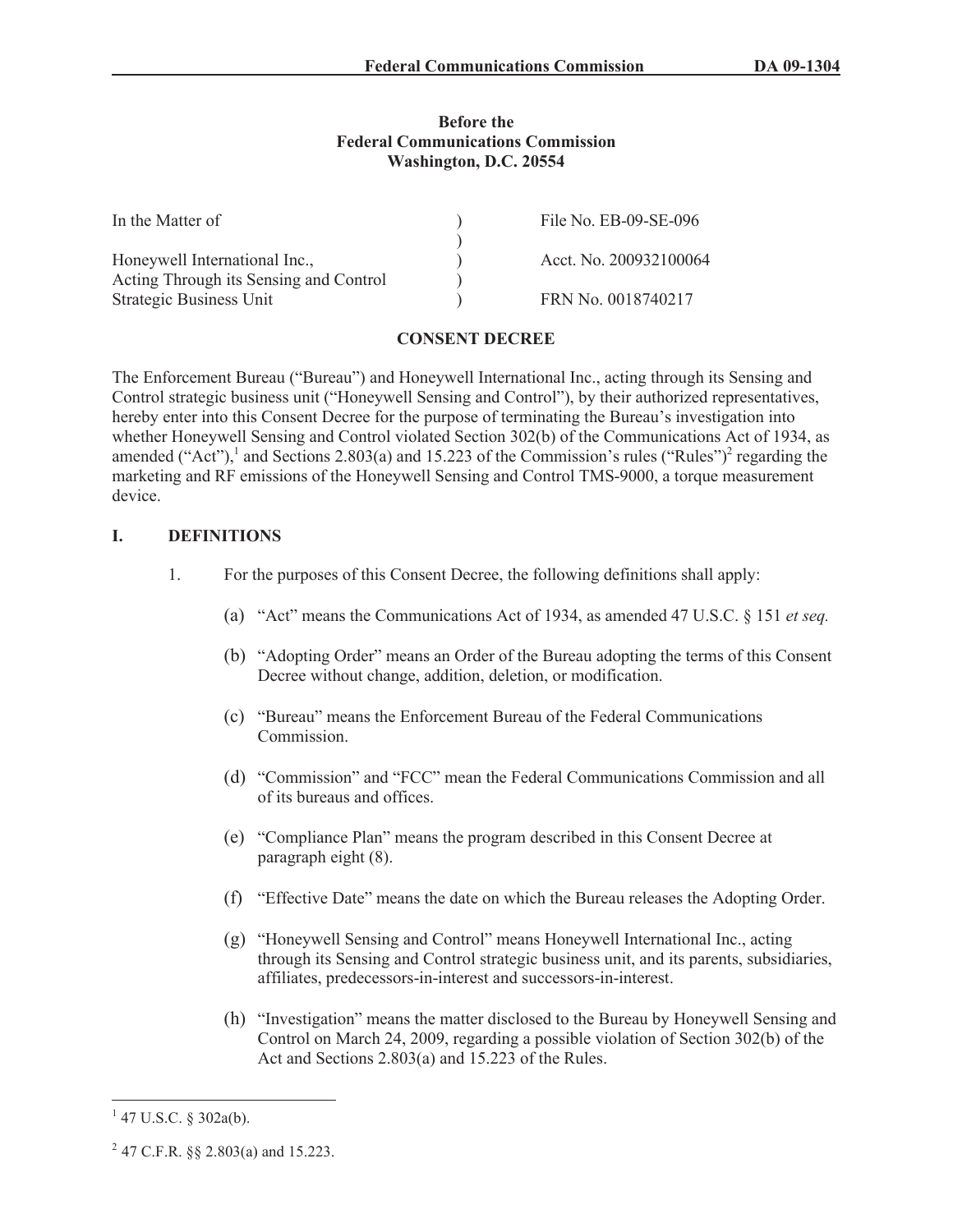**Before the**
**Federal Communications Commission**
**Washington, D.C. 20554**

| | | |
|---|---|---|
| In the Matter of | ) | File No. EB-09-SE-096 |
| | ) | |
| Honeywell International Inc., | ) | Acct. No. 200932100064 |
| Acting Through its Sensing and Control | ) | |
| Strategic Business Unit | ) | FRN No. 0018740217 |

**CONSENT DECREE**

The Enforcement Bureau ("Bureau") and Honeywell International Inc., acting through its Sensing and Control strategic business unit ("Honeywell Sensing and Control"), by their authorized representatives, hereby enter into this Consent Decree for the purpose of terminating the Bureau's investigation into whether Honeywell Sensing and Control violated Section 302(b) of the Communications Act of 1934, as amended ("Act"),[1] and Sections 2.803(a) and 15.223 of the Commission's rules ("Rules")[2] regarding the marketing and RF emissions of the Honeywell Sensing and Control TMS-9000, a torque measurement device.

## I. DEFINITIONS

1. For the purposes of this Consent Decree, the following definitions shall apply:

   (a) "Act" means the Communications Act of 1934, as amended 47 U.S.C. § 151 *et seq.*

   (b) "Adopting Order" means an Order of the Bureau adopting the terms of this Consent Decree without change, addition, deletion, or modification.

   (c) "Bureau" means the Enforcement Bureau of the Federal Communications Commission.

   (d) "Commission" and "FCC" mean the Federal Communications Commission and all of its bureaus and offices.

   (e) "Compliance Plan" means the program described in this Consent Decree at paragraph eight (8).

   (f) "Effective Date" means the date on which the Bureau releases the Adopting Order.

   (g) "Honeywell Sensing and Control" means Honeywell International Inc., acting through its Sensing and Control strategic business unit, and its parents, subsidiaries, affiliates, predecessors-in-interest and successors-in-interest.

   (h) "Investigation" means the matter disclosed to the Bureau by Honeywell Sensing and Control on March 24, 2009, regarding a possible violation of Section 302(b) of the Act and Sections 2.803(a) and 15.223 of the Rules.

---

[1] 47 U.S.C. § 302a(b).

[2] 47 C.F.R. §§ 2.803(a) and 15.223.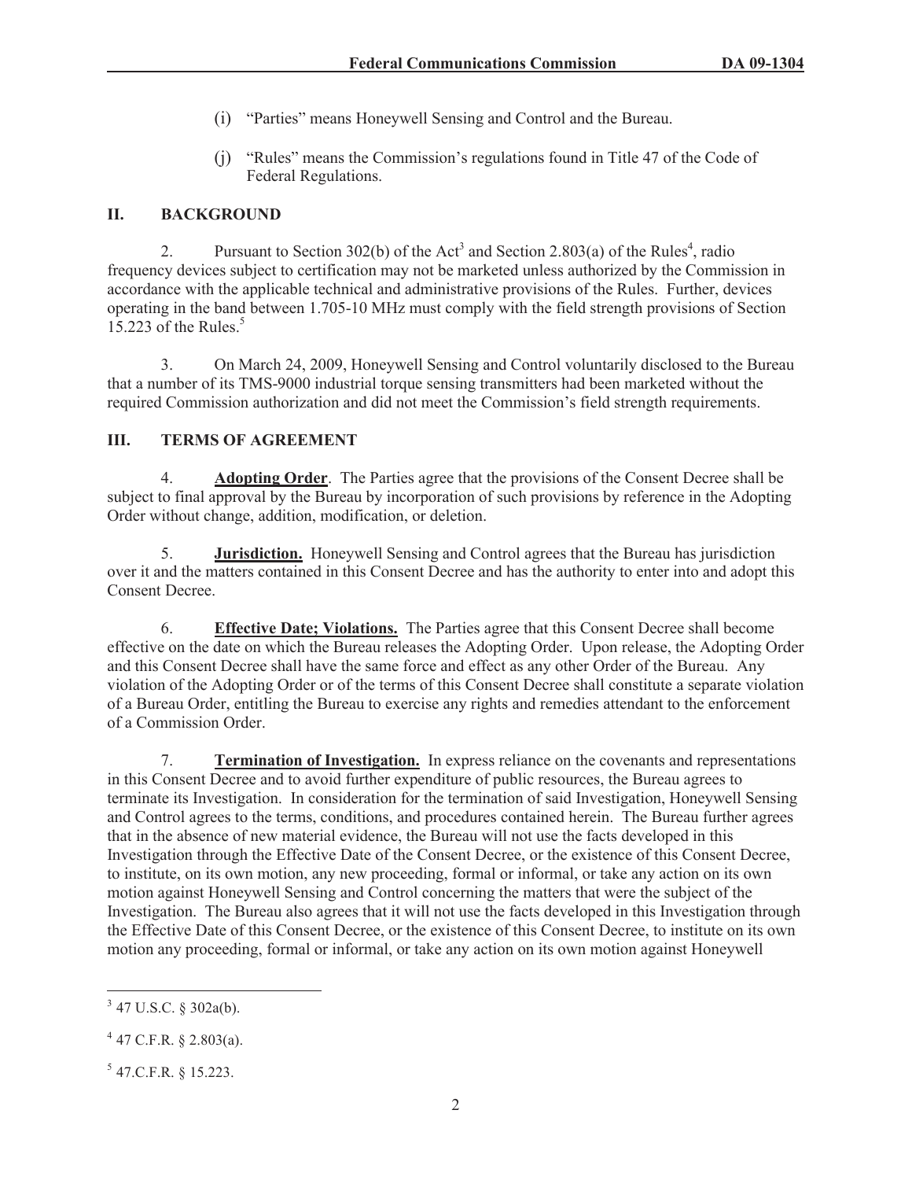(i) "Parties" means Honeywell Sensing and Control and the Bureau.

(j) "Rules" means the Commission's regulations found in Title 47 of the Code of Federal Regulations.

## II. BACKGROUND

2. Pursuant to Section 302(b) of the Act[3] and Section 2.803(a) of the Rules[4], radio frequency devices subject to certification may not be marketed unless authorized by the Commission in accordance with the applicable technical and administrative provisions of the Rules. Further, devices operating in the band between 1.705-10 MHz must comply with the field strength provisions of Section 15.223 of the Rules.[5]

3. On March 24, 2009, Honeywell Sensing and Control voluntarily disclosed to the Bureau that a number of its TMS-9000 industrial torque sensing transmitters had been marketed without the required Commission authorization and did not meet the Commission's field strength requirements.

## III. TERMS OF AGREEMENT

4. **Adopting Order**. The Parties agree that the provisions of the Consent Decree shall be subject to final approval by the Bureau by incorporation of such provisions by reference in the Adopting Order without change, addition, modification, or deletion.

5. **Jurisdiction.** Honeywell Sensing and Control agrees that the Bureau has jurisdiction over it and the matters contained in this Consent Decree and has the authority to enter into and adopt this Consent Decree.

6. **Effective Date; Violations.** The Parties agree that this Consent Decree shall become effective on the date on which the Bureau releases the Adopting Order. Upon release, the Adopting Order and this Consent Decree shall have the same force and effect as any other Order of the Bureau. Any violation of the Adopting Order or of the terms of this Consent Decree shall constitute a separate violation of a Bureau Order, entitling the Bureau to exercise any rights and remedies attendant to the enforcement of a Commission Order.

7. **Termination of Investigation.** In express reliance on the covenants and representations in this Consent Decree and to avoid further expenditure of public resources, the Bureau agrees to terminate its Investigation. In consideration for the termination of said Investigation, Honeywell Sensing and Control agrees to the terms, conditions, and procedures contained herein. The Bureau further agrees that in the absence of new material evidence, the Bureau will not use the facts developed in this Investigation through the Effective Date of the Consent Decree, or the existence of this Consent Decree, to institute, on its own motion, any new proceeding, formal or informal, or take any action on its own motion against Honeywell Sensing and Control concerning the matters that were the subject of the Investigation. The Bureau also agrees that it will not use the facts developed in this Investigation through the Effective Date of this Consent Decree, or the existence of this Consent Decree, to institute on its own motion any proceeding, formal or informal, or take any action on its own motion against Honeywell

[3] 47 U.S.C. § 302a(b).

[4] 47 C.F.R. § 2.803(a).

[5] 47.C.F.R. § 15.223.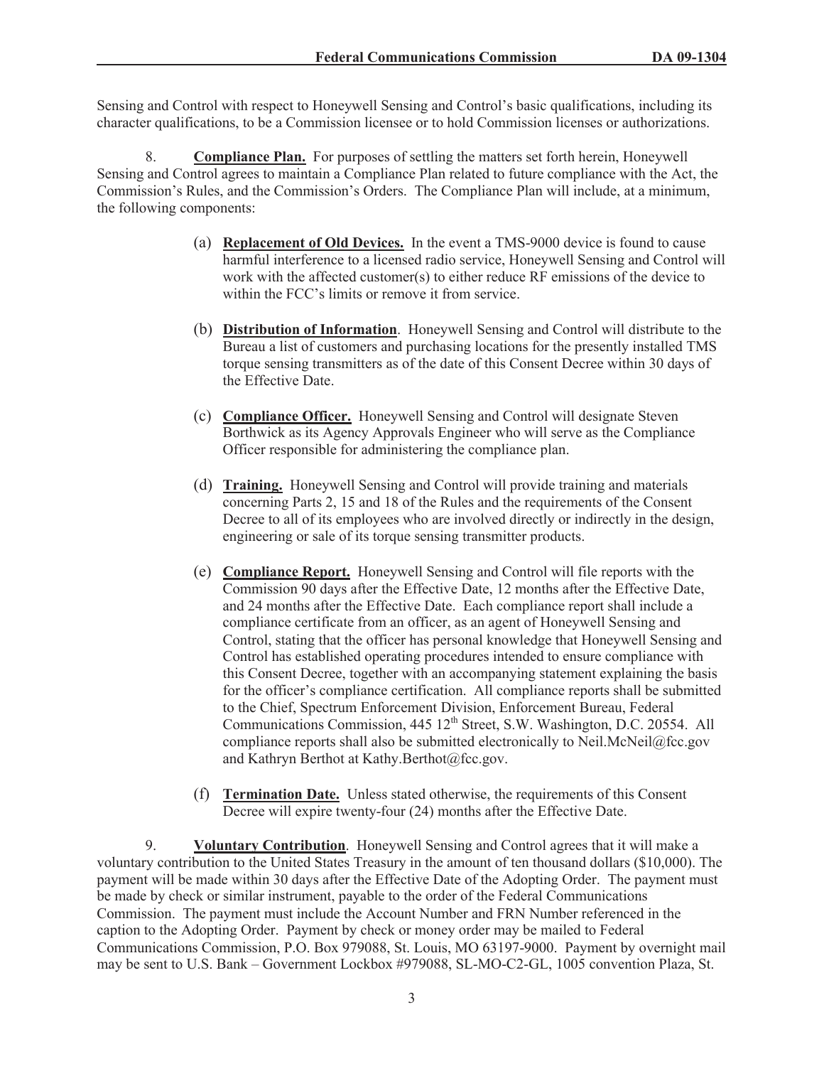Sensing and Control with respect to Honeywell Sensing and Control's basic qualifications, including its character qualifications, to be a Commission licensee or to hold Commission licenses or authorizations.

8. **Compliance Plan.** For purposes of settling the matters set forth herein, Honeywell Sensing and Control agrees to maintain a Compliance Plan related to future compliance with the Act, the Commission's Rules, and the Commission's Orders. The Compliance Plan will include, at a minimum, the following components:

(a) **Replacement of Old Devices.** In the event a TMS-9000 device is found to cause harmful interference to a licensed radio service, Honeywell Sensing and Control will work with the affected customer(s) to either reduce RF emissions of the device to within the FCC's limits or remove it from service.

(b) **Distribution of Information**. Honeywell Sensing and Control will distribute to the Bureau a list of customers and purchasing locations for the presently installed TMS torque sensing transmitters as of the date of this Consent Decree within 30 days of the Effective Date.

(c) **Compliance Officer.** Honeywell Sensing and Control will designate Steven Borthwick as its Agency Approvals Engineer who will serve as the Compliance Officer responsible for administering the compliance plan.

(d) **Training.** Honeywell Sensing and Control will provide training and materials concerning Parts 2, 15 and 18 of the Rules and the requirements of the Consent Decree to all of its employees who are involved directly or indirectly in the design, engineering or sale of its torque sensing transmitter products.

(e) **Compliance Report.** Honeywell Sensing and Control will file reports with the Commission 90 days after the Effective Date, 12 months after the Effective Date, and 24 months after the Effective Date. Each compliance report shall include a compliance certificate from an officer, as an agent of Honeywell Sensing and Control, stating that the officer has personal knowledge that Honeywell Sensing and Control has established operating procedures intended to ensure compliance with this Consent Decree, together with an accompanying statement explaining the basis for the officer's compliance certification. All compliance reports shall be submitted to the Chief, Spectrum Enforcement Division, Enforcement Bureau, Federal Communications Commission, 445 12th Street, S.W. Washington, D.C. 20554. All compliance reports shall also be submitted electronically to Neil.McNeil@fcc.gov and Kathryn Berthot at Kathy.Berthot@fcc.gov.

(f) **Termination Date.** Unless stated otherwise, the requirements of this Consent Decree will expire twenty-four (24) months after the Effective Date.

9. **Voluntary Contribution**. Honeywell Sensing and Control agrees that it will make a voluntary contribution to the United States Treasury in the amount of ten thousand dollars ($10,000). The payment will be made within 30 days after the Effective Date of the Adopting Order. The payment must be made by check or similar instrument, payable to the order of the Federal Communications Commission. The payment must include the Account Number and FRN Number referenced in the caption to the Adopting Order. Payment by check or money order may be mailed to Federal Communications Commission, P.O. Box 979088, St. Louis, MO 63197-9000. Payment by overnight mail may be sent to U.S. Bank – Government Lockbox #979088, SL-MO-C2-GL, 1005 convention Plaza, St.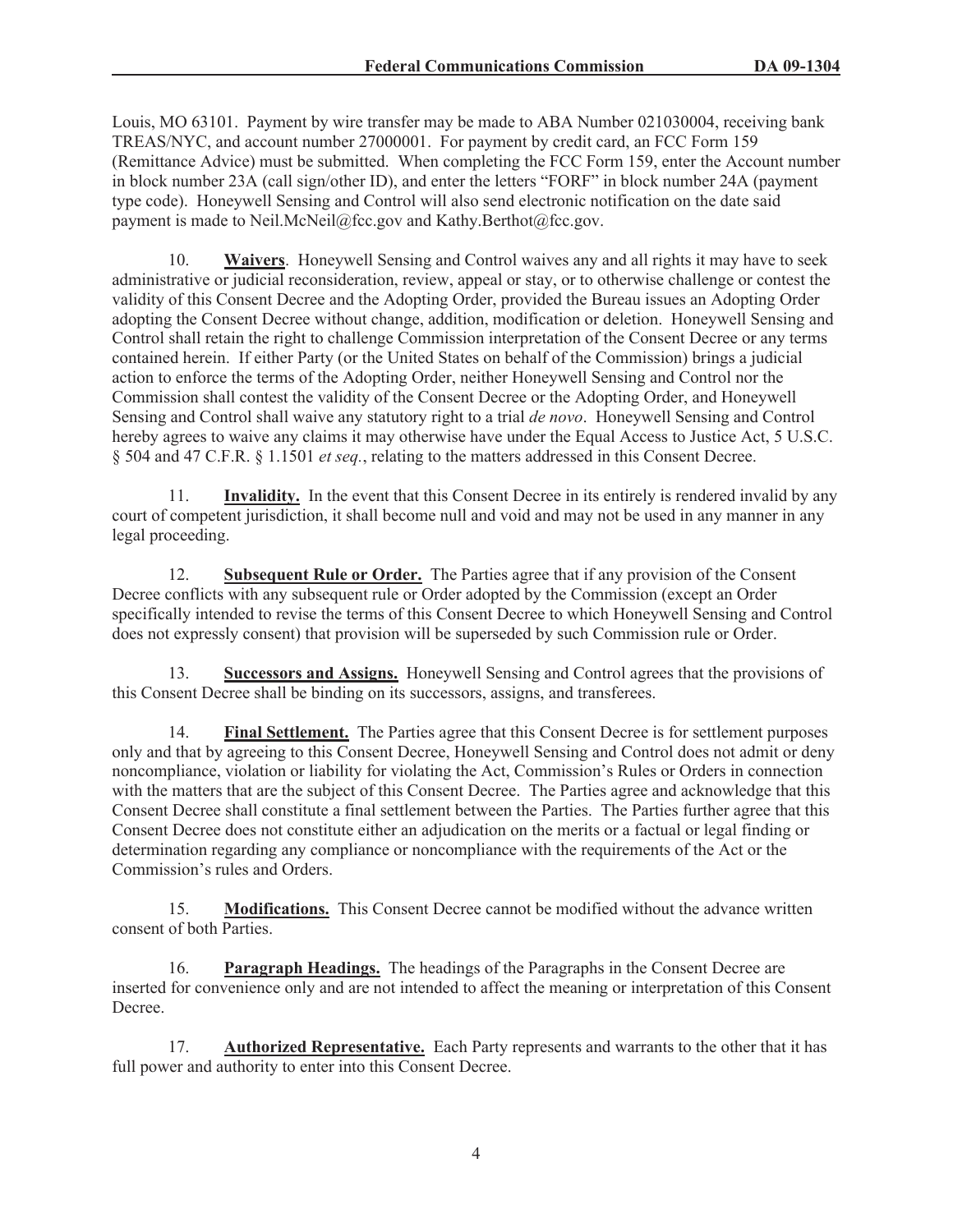Louis, MO 63101. Payment by wire transfer may be made to ABA Number 021030004, receiving bank TREAS/NYC, and account number 27000001. For payment by credit card, an FCC Form 159 (Remittance Advice) must be submitted. When completing the FCC Form 159, enter the Account number in block number 23A (call sign/other ID), and enter the letters "FORF" in block number 24A (payment type code). Honeywell Sensing and Control will also send electronic notification on the date said payment is made to Neil.McNeil@fcc.gov and Kathy.Berthot@fcc.gov.

10. **Waivers**. Honeywell Sensing and Control waives any and all rights it may have to seek administrative or judicial reconsideration, review, appeal or stay, or to otherwise challenge or contest the validity of this Consent Decree and the Adopting Order, provided the Bureau issues an Adopting Order adopting the Consent Decree without change, addition, modification or deletion. Honeywell Sensing and Control shall retain the right to challenge Commission interpretation of the Consent Decree or any terms contained herein. If either Party (or the United States on behalf of the Commission) brings a judicial action to enforce the terms of the Adopting Order, neither Honeywell Sensing and Control nor the Commission shall contest the validity of the Consent Decree or the Adopting Order, and Honeywell Sensing and Control shall waive any statutory right to a trial *de novo*. Honeywell Sensing and Control hereby agrees to waive any claims it may otherwise have under the Equal Access to Justice Act, 5 U.S.C. § 504 and 47 C.F.R. § 1.1501 *et seq.*, relating to the matters addressed in this Consent Decree.

11. **Invalidity.** In the event that this Consent Decree in its entirely is rendered invalid by any court of competent jurisdiction, it shall become null and void and may not be used in any manner in any legal proceeding.

12. **Subsequent Rule or Order.** The Parties agree that if any provision of the Consent Decree conflicts with any subsequent rule or Order adopted by the Commission (except an Order specifically intended to revise the terms of this Consent Decree to which Honeywell Sensing and Control does not expressly consent) that provision will be superseded by such Commission rule or Order.

13. **Successors and Assigns.** Honeywell Sensing and Control agrees that the provisions of this Consent Decree shall be binding on its successors, assigns, and transferees.

14. **Final Settlement.** The Parties agree that this Consent Decree is for settlement purposes only and that by agreeing to this Consent Decree, Honeywell Sensing and Control does not admit or deny noncompliance, violation or liability for violating the Act, Commission's Rules or Orders in connection with the matters that are the subject of this Consent Decree. The Parties agree and acknowledge that this Consent Decree shall constitute a final settlement between the Parties. The Parties further agree that this Consent Decree does not constitute either an adjudication on the merits or a factual or legal finding or determination regarding any compliance or noncompliance with the requirements of the Act or the Commission's rules and Orders.

15. **Modifications.** This Consent Decree cannot be modified without the advance written consent of both Parties.

16. **Paragraph Headings.** The headings of the Paragraphs in the Consent Decree are inserted for convenience only and are not intended to affect the meaning or interpretation of this Consent Decree.

17. **Authorized Representative.** Each Party represents and warrants to the other that it has full power and authority to enter into this Consent Decree.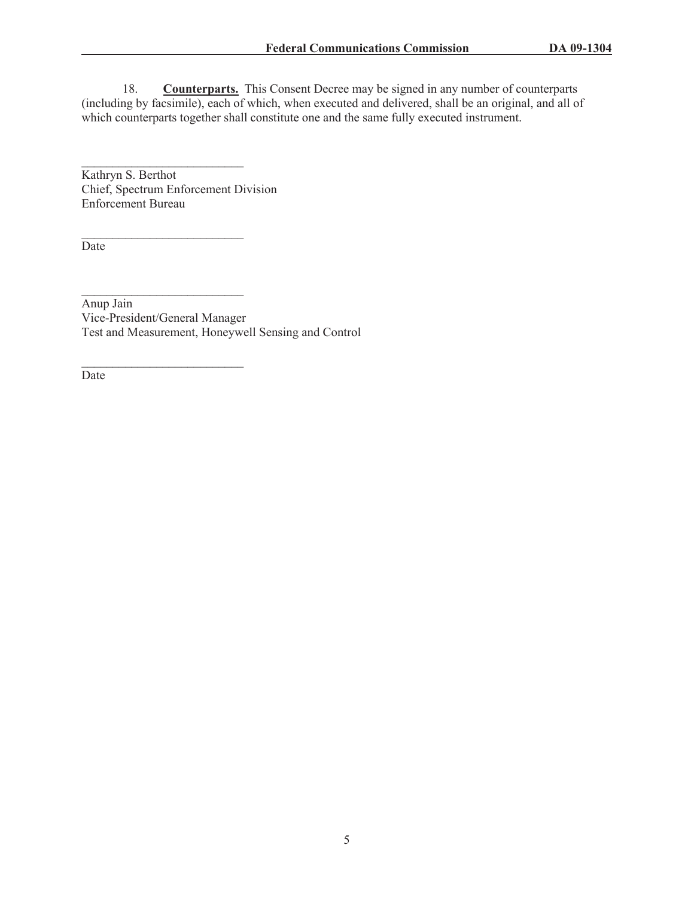18. **Counterparts.** This Consent Decree may be signed in any number of counterparts (including by facsimile), each of which, when executed and delivered, shall be an original, and all of which counterparts together shall constitute one and the same fully executed instrument.

\_\_\_\_\_\_\_\_\_\_\_\_\_\_\_\_\_\_\_\_\_\_\_\_\_\_
Kathryn S. Berthot
Chief, Spectrum Enforcement Division
Enforcement Bureau

\_\_\_\_\_\_\_\_\_\_\_\_\_\_\_\_\_\_\_\_\_\_\_\_\_\_
Date

\_\_\_\_\_\_\_\_\_\_\_\_\_\_\_\_\_\_\_\_\_\_\_\_\_\_
Anup Jain
Vice-President/General Manager
Test and Measurement, Honeywell Sensing and Control

\_\_\_\_\_\_\_\_\_\_\_\_\_\_\_\_\_\_\_\_\_\_\_\_\_\_
Date